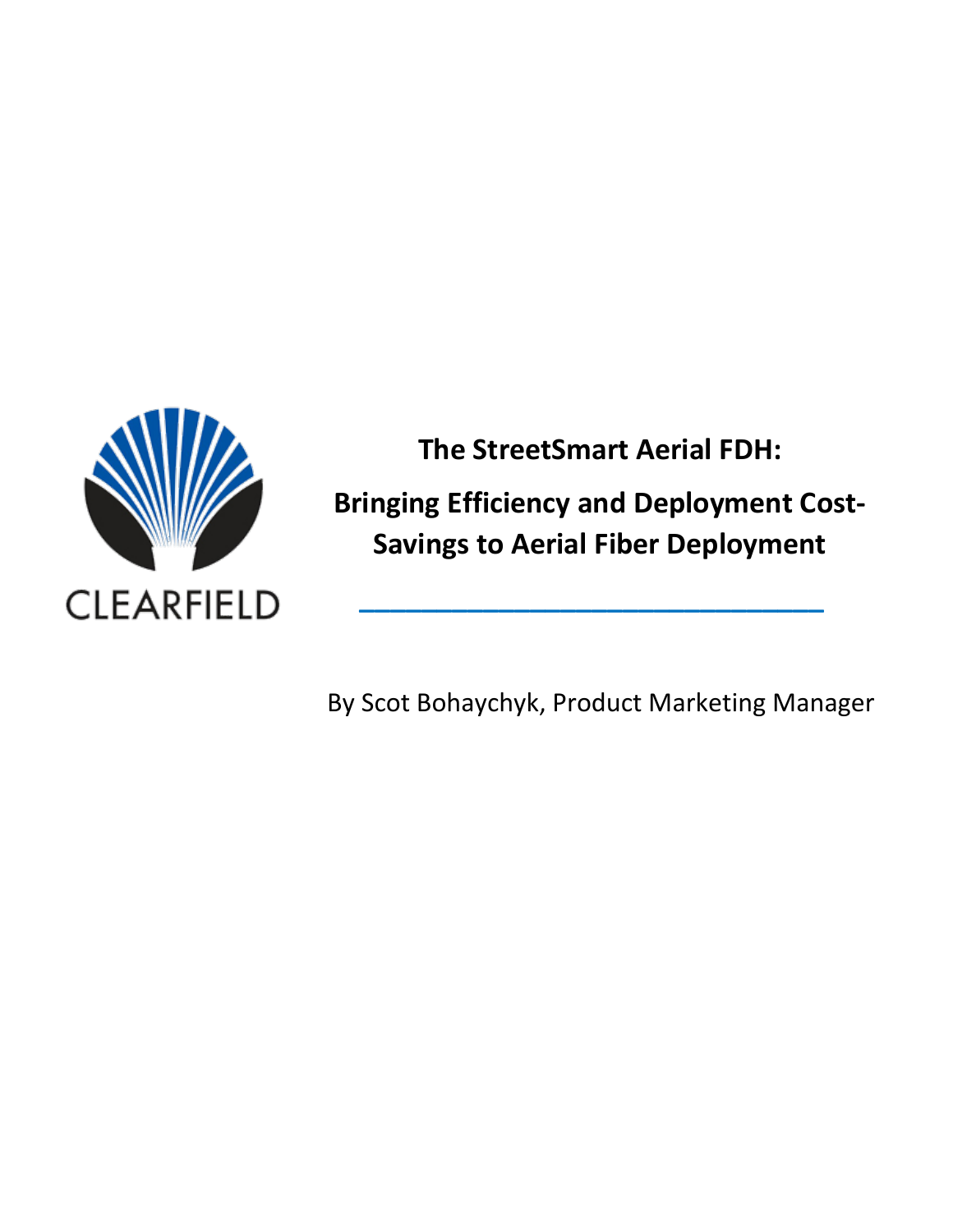CLEARFIELD

# The StreetSmart Aerial FDH:

# Bringing Efficiency and Deployment Cost-Savings to Aerial Fiber Deployment

By Scot Bohaychyk, Product Marketing Manager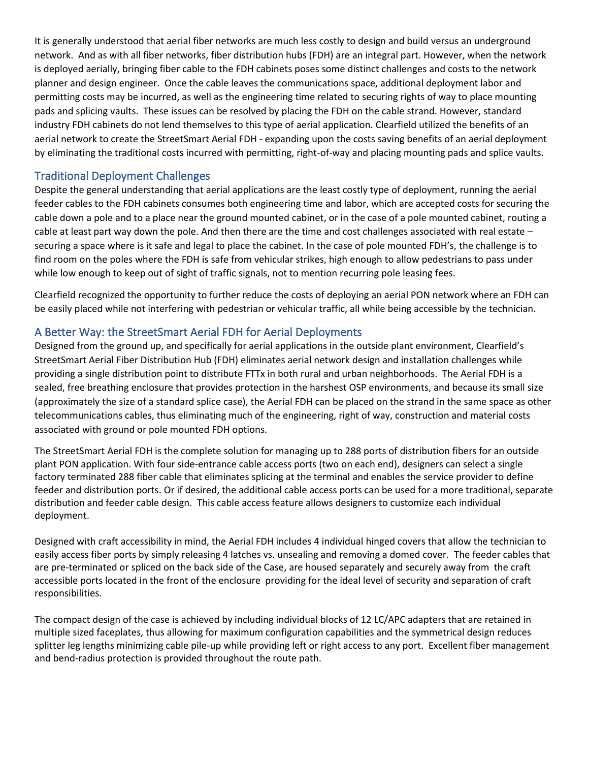It is generally understood that aerial fiber networks are much less costly to design and build versus an underground network. And as with all fiber networks, fiber distribution hubs (FDH) are an integral part. However, when the network is deployed aerially, bringing fiber cable to the FDH cabinets poses some distinct challenges and costs to the network planner and design engineer. Once the cable leaves the communications space, additional deployment labor and permitting costs may be incurred, as well as the engineering time related to securing rights of way to place mounting pads and splicing vaults. These issues can be resolved by placing the FDH on the cable strand. However, standard industry FDH cabinets do not lend themselves to this type of aerial application. Clearfield utilized the benefits of an aerial network to create the StreetSmart Aerial FDH - expanding upon the costs saving benefits of an aerial deployment by eliminating the traditional costs incurred with permitting, right-of-way and placing mounting pads and splice vaults.

## Traditional Deployment Challenges

Despite the general understanding that aerial applications are the least costly type of deployment, running the aerial feeder cables to the FDH cabinets consumes both engineering time and labor, which are accepted costs for securing the cable down a pole and to a place near the ground mounted cabinet, or in the case of a pole mounted cabinet, routing a cable at least part way down the pole. And then there are the time and cost challenges associated with real estate – securing a space where is it safe and legal to place the cabinet. In the case of pole mounted FDH's, the challenge is to find room on the poles where the FDH is safe from vehicular strikes, high enough to allow pedestrians to pass under while low enough to keep out of sight of traffic signals, not to mention recurring pole leasing fees.

Clearfield recognized the opportunity to further reduce the costs of deploying an aerial PON network where an FDH can be easily placed while not interfering with pedestrian or vehicular traffic, all while being accessible by the technician.

## A Better Way: the StreetSmart Aerial FDH for Aerial Deployments

Designed from the ground up, and specifically for aerial applications in the outside plant environment, Clearfield's StreetSmart Aerial Fiber Distribution Hub (FDH) eliminates aerial network design and installation challenges while providing a single distribution point to distribute FTTx in both rural and urban neighborhoods. The Aerial FDH is a sealed, free breathing enclosure that provides protection in the harshest OSP environments, and because its small size (approximately the size of a standard splice case), the Aerial FDH can be placed on the strand in the same space as other telecommunications cables, thus eliminating much of the engineering, right of way, construction and material costs associated with ground or pole mounted FDH options.

The StreetSmart Aerial FDH is the complete solution for managing up to 288 ports of distribution fibers for an outside plant PON application. With four side-entrance cable access ports (two on each end), designers can select a single factory terminated 288 fiber cable that eliminates splicing at the terminal and enables the service provider to define feeder and distribution ports. Or if desired, the additional cable access ports can be used for a more traditional, separate distribution and feeder cable design. This cable access feature allows designers to customize each individual deployment.

Designed with craft accessibility in mind, the Aerial FDH includes 4 individual hinged covers that allow the technician to easily access fiber ports by simply releasing 4 latches vs. unsealing and removing a domed cover. The feeder cables that are pre-terminated or spliced on the back side of the Case, are housed separately and securely away from the craft accessible ports located in the front of the enclosure providing for the ideal level of security and separation of craft responsibilities.

The compact design of the case is achieved by including individual blocks of 12 LC/APC adapters that are retained in multiple sized faceplates, thus allowing for maximum configuration capabilities and the symmetrical design reduces splitter leg lengths minimizing cable pile-up while providing left or right access to any port. Excellent fiber management and bend-radius protection is provided throughout the route path.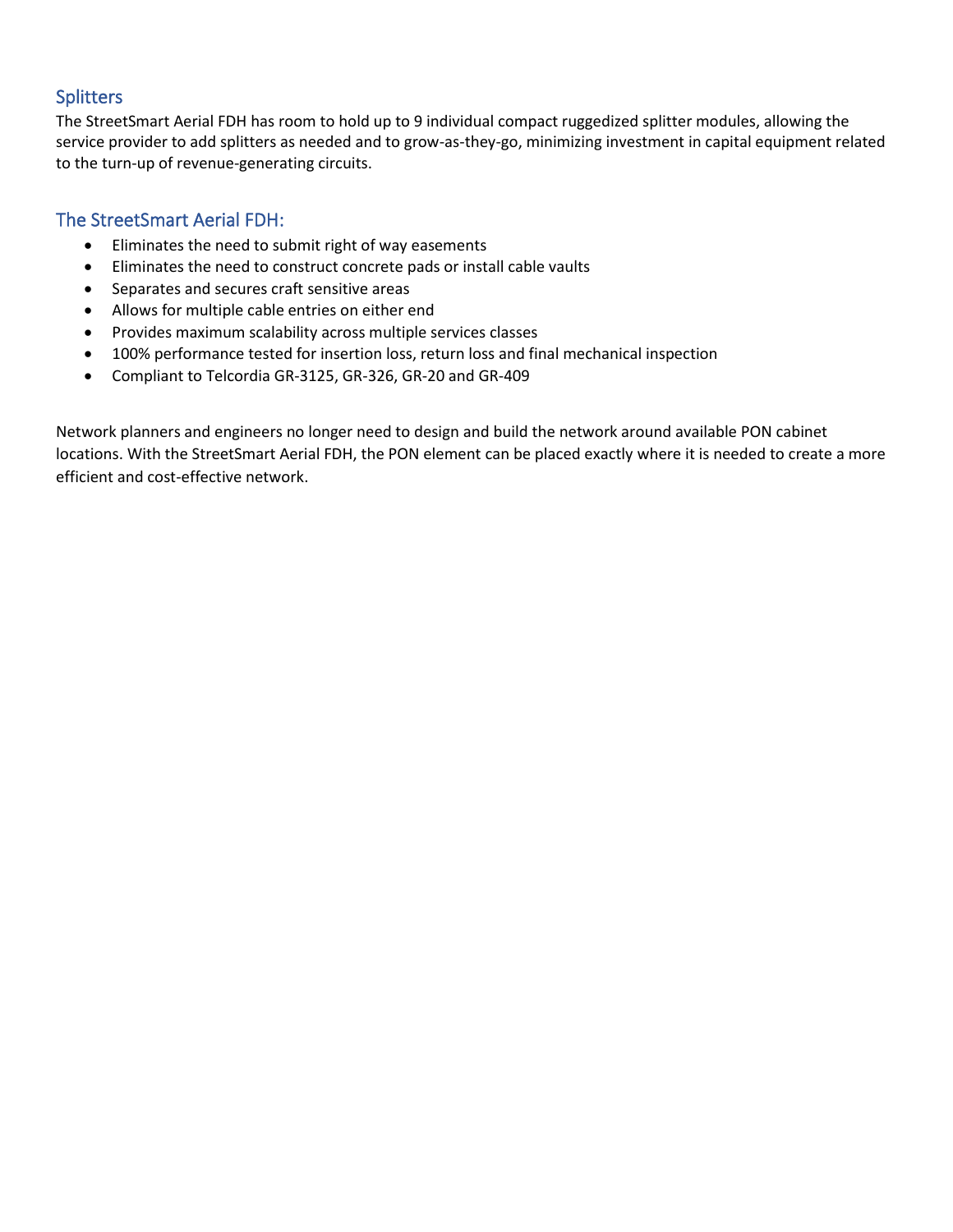## Splitters

The StreetSmart Aerial FDH has room to hold up to 9 individual compact ruggedized splitter modules, allowing the service provider to add splitters as needed and to grow-as-they-go, minimizing investment in capital equipment related to the turn-up of revenue-generating circuits.

## The StreetSmart Aerial FDH:

- Eliminates the need to submit right of way easements
- Eliminates the need to construct concrete pads or install cable vaults
- Separates and secures craft sensitive areas
- Allows for multiple cable entries on either end
- Provides maximum scalability across multiple services classes
- 100% performance tested for insertion loss, return loss and final mechanical inspection
- Compliant to Telcordia GR-3125, GR-326, GR-20 and GR-409

Network planners and engineers no longer need to design and build the network around available PON cabinet locations. With the StreetSmart Aerial FDH, the PON element can be placed exactly where it is needed to create a more efficient and cost-effective network.